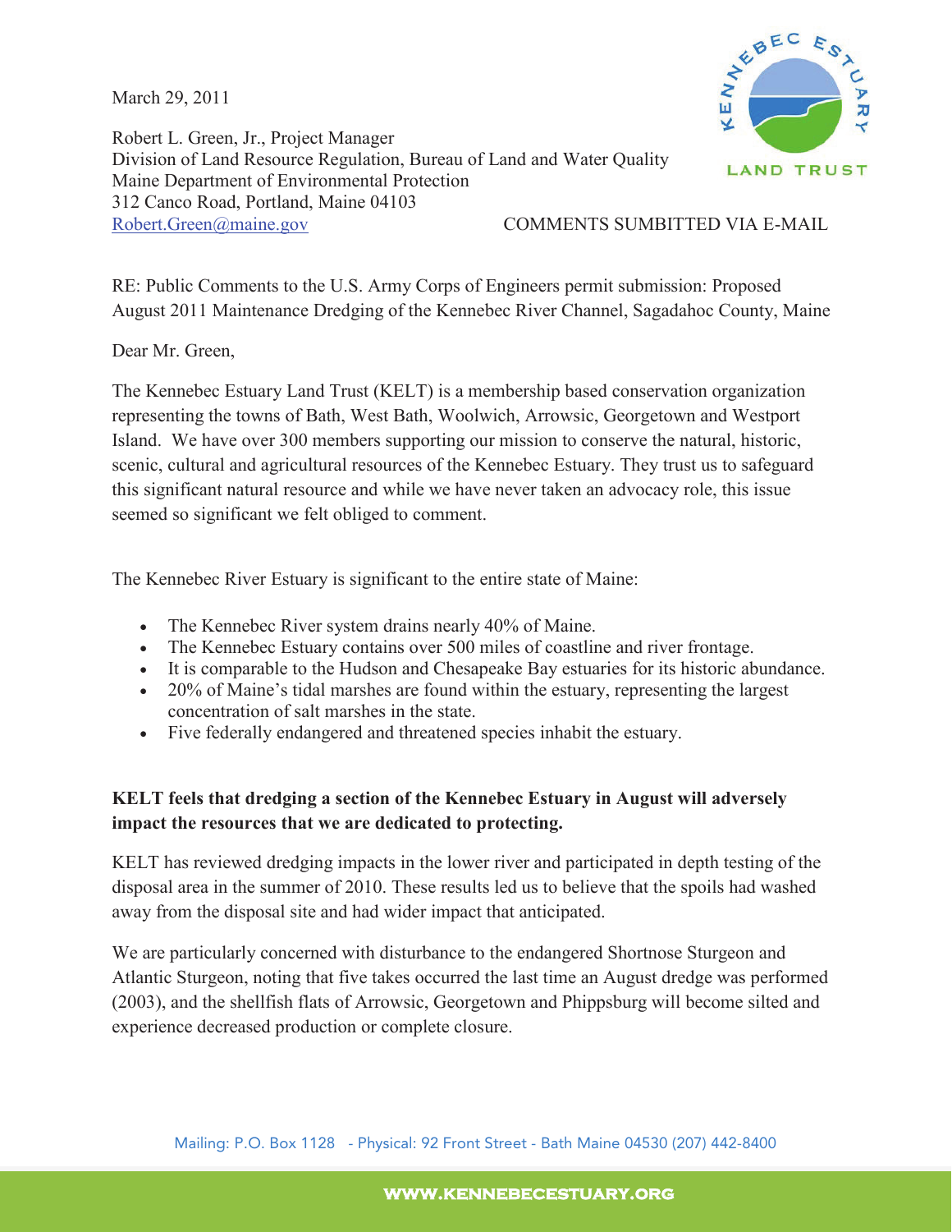March 29, 2011

Robert L. Green, Jr., Project Manager
Division of Land Resource Regulation, Bureau of Land and Water Quality
Maine Department of Environmental Protection
312 Canco Road, Portland, Maine 04103
Robert.Green@maine.gov

COMMENTS SUMBITTED VIA E-MAIL

RE: Public Comments to the U.S. Army Corps of Engineers permit submission: Proposed August 2011 Maintenance Dredging of the Kennebec River Channel, Sagadahoc County, Maine

Dear Mr. Green,

The Kennebec Estuary Land Trust (KELT) is a membership based conservation organization representing the towns of Bath, West Bath, Woolwich, Arrowsic, Georgetown and Westport Island. We have over 300 members supporting our mission to conserve the natural, historic, scenic, cultural and agricultural resources of the Kennebec Estuary. They trust us to safeguard this significant natural resource and while we have never taken an advocacy role, this issue seemed so significant we felt obliged to comment.

The Kennebec River Estuary is significant to the entire state of Maine:

- The Kennebec River system drains nearly 40% of Maine.
- The Kennebec Estuary contains over 500 miles of coastline and river frontage.
- It is comparable to the Hudson and Chesapeake Bay estuaries for its historic abundance.
- 20% of Maine's tidal marshes are found within the estuary, representing the largest concentration of salt marshes in the state.
- Five federally endangered and threatened species inhabit the estuary.

**KELT feels that dredging a section of the Kennebec Estuary in August will adversely impact the resources that we are dedicated to protecting.**

KELT has reviewed dredging impacts in the lower river and participated in depth testing of the disposal area in the summer of 2010. These results led us to believe that the spoils had washed away from the disposal site and had wider impact that anticipated.

We are particularly concerned with disturbance to the endangered Shortnose Sturgeon and Atlantic Sturgeon, noting that five takes occurred the last time an August dredge was performed (2003), and the shellfish flats of Arrowsic, Georgetown and Phippsburg will become silted and experience decreased production or complete closure.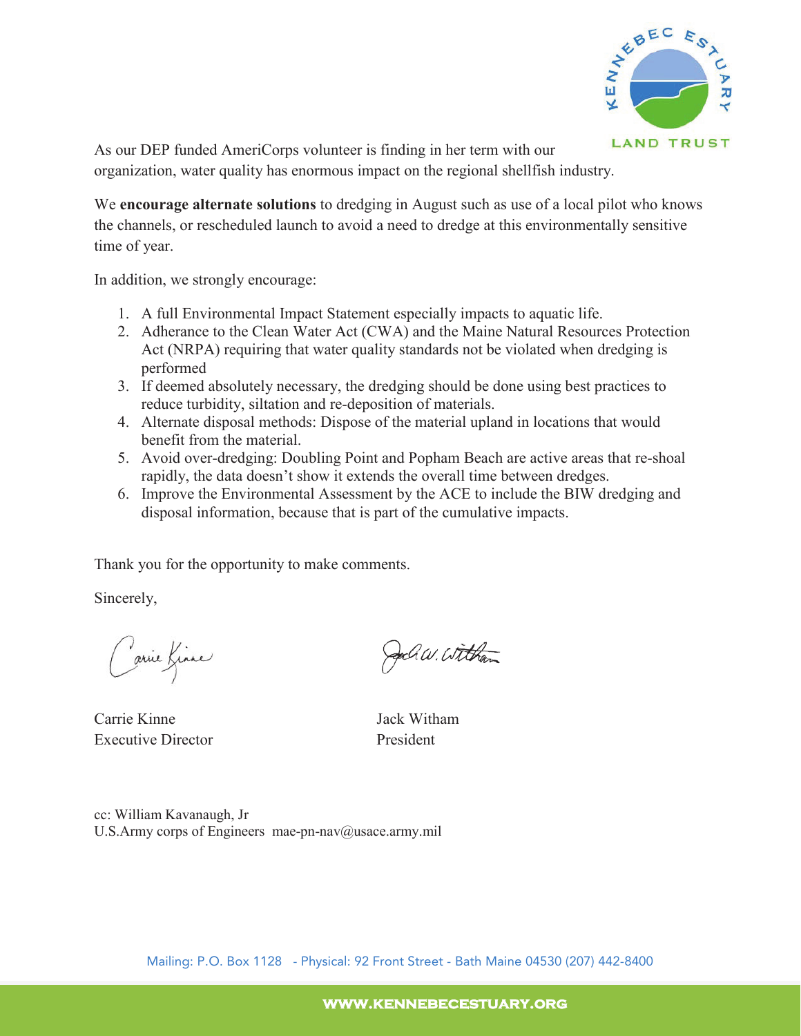KENNEBEC ESTUARY LAND TRUST

As our DEP funded AmeriCorps volunteer is finding in her term with our organization, water quality has enormous impact on the regional shellfish industry.

We **encourage alternate solutions** to dredging in August such as use of a local pilot who knows the channels, or rescheduled launch to avoid a need to dredge at this environmentally sensitive time of year.

In addition, we strongly encourage:

1. A full Environmental Impact Statement especially impacts to aquatic life.
2. Adherance to the Clean Water Act (CWA) and the Maine Natural Resources Protection Act (NRPA) requiring that water quality standards not be violated when dredging is performed
3. If deemed absolutely necessary, the dredging should be done using best practices to reduce turbidity, siltation and re-deposition of materials.
4. Alternate disposal methods: Dispose of the material upland in locations that would benefit from the material.
5. Avoid over-dredging: Doubling Point and Popham Beach are active areas that re-shoal rapidly, the data doesn't show it extends the overall time between dredges.
6. Improve the Environmental Assessment by the ACE to include the BIW dredging and disposal information, because that is part of the cumulative impacts.

Thank you for the opportunity to make comments.

Sincerely,

Carrie Kinne
Executive Director

Jack Witham
President

cc: William Kavanaugh, Jr
U.S.Army corps of Engineers mae-pn-nav@usace.army.mil

Mailing: P.O. Box 1128 - Physical: 92 Front Street - Bath Maine 04530 (207) 442-8400

WWW.KENNEBECESTUARY.ORG